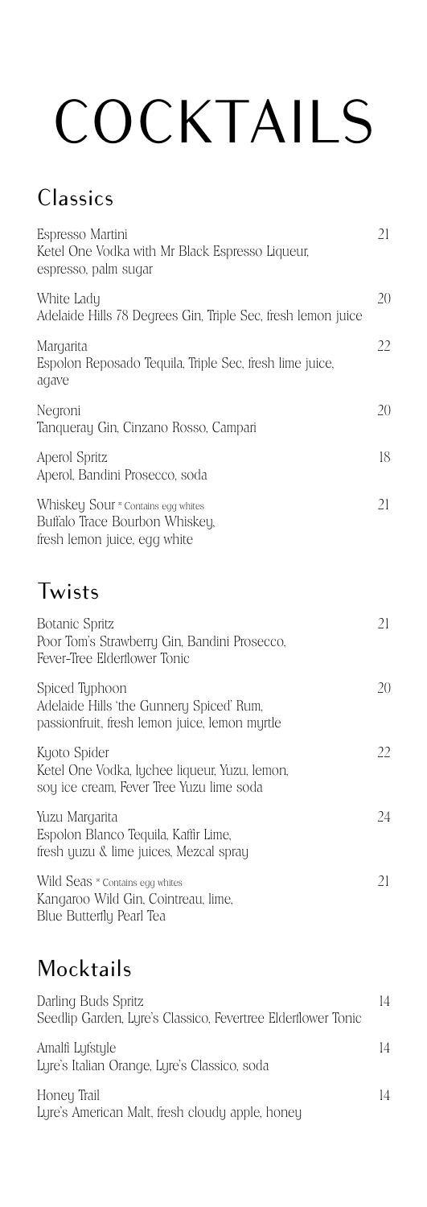# COCKTAILS

## Classics

Espresso Martini — 21
Ketel One Vodka with Mr Black Espresso Liqueur, espresso, palm sugar

White Lady — 20
Adelaide Hills 78 Degrees Gin, Triple Sec, fresh lemon juice

Margarita — 22
Espolon Reposado Tequila, Triple Sec, fresh lime juice, agave

Negroni — 20
Tanqueray Gin, Cinzano Rosso, Campari

Aperol Spritz — 18
Aperol, Bandini Prosecco, soda

Whiskey Sour * Contains egg whites — 21
Buffalo Trace Bourbon Whiskey, fresh lemon juice, egg white

## Twists

Botanic Spritz — 21
Poor Tom's Strawberry Gin, Bandini Prosecco, Fever-Tree Elderflower Tonic

Spiced Typhoon — 20
Adelaide Hills 'the Gunnery Spiced' Rum, passionfruit, fresh lemon juice, lemon myrtle

Kyoto Spider — 22
Ketel One Vodka, lychee liqueur, Yuzu, lemon, soy ice cream, Fever Tree Yuzu lime soda

Yuzu Margarita — 24
Espolon Blanco Tequila, Kaffir Lime, fresh yuzu & lime juices, Mezcal spray

Wild Seas * Contains egg whites — 21
Kangaroo Wild Gin, Cointreau, lime, Blue Butterfly Pearl Tea

## Mocktails

Darling Buds Spritz — 14
Seedlip Garden, Lyre's Classico, Fevertree Elderflower Tonic

Amalfi Lyfstyle — 14
Lyre's Italian Orange, Lyre's Classico, soda

Honey Trail — 14
Lyre's American Malt, fresh cloudy apple, honey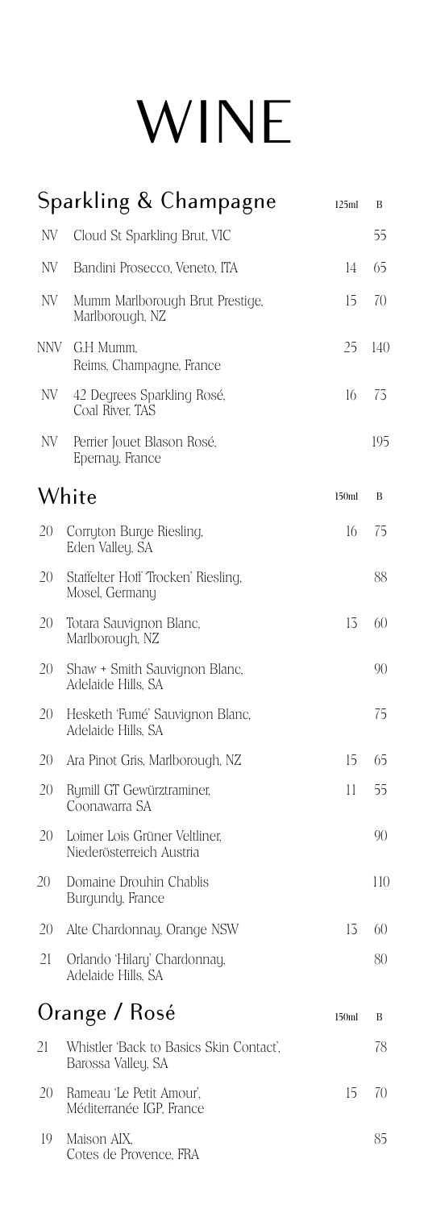# WINE

## Sparkling & Champagne

| | | 125ml | B |
|---|---|---|---|
| NV | Cloud St Sparkling Brut, VIC | | 55 |
| NV | Bandini Prosecco, Veneto, ITA | 14 | 65 |
| NV | Mumm Marlborough Brut Prestige, Marlborough, NZ | 15 | 70 |
| NNV | G.H Mumm, Reims, Champagne, France | 25 | 140 |
| NV | 42 Degrees Sparkling Rosé, Coal River, TAS | 16 | 73 |
| NV | Perrier Jouet Blason Rosé, Epernay, France | | 195 |

## White

| | | 150ml | B |
|---|---|---|---|
| 20 | Corryton Burge Riesling, Eden Valley, SA | 16 | 75 |
| 20 | Staffelter Hoff 'Trocken' Riesling, Mosel, Germany | | 88 |
| 20 | Totara Sauvignon Blanc, Marlborough, NZ | 13 | 60 |
| 20 | Shaw + Smith Sauvignon Blanc, Adelaide Hills, SA | | 90 |
| 20 | Hesketh 'Fumé' Sauvignon Blanc, Adelaide Hills, SA | | 75 |
| 20 | Ara Pinot Gris, Marlborough, NZ | 15 | 65 |
| 20 | Rymill GT Gewürztraminer, Coonawarra SA | 11 | 55 |
| 20 | Loimer Lois Grüner Veltliner, Niederösterreich Austria | | 90 |
| 20 | Domaine Drouhin Chablis Burgundy, France | | 110 |
| 20 | Alte Chardonnay, Orange NSW | 13 | 60 |
| 21 | Orlando 'Hilary' Chardonnay, Adelaide Hills, SA | | 80 |

## Orange / Rosé

| | | 150ml | B |
|---|---|---|---|
| 21 | Whistler 'Back to Basics Skin Contact', Barossa Valley, SA | | 78 |
| 20 | Rameau 'Le Petit Amour', Méditerranée IGP, France | 15 | 70 |
| 19 | Maison AIX, Cotes de Provence, FRA | | 85 |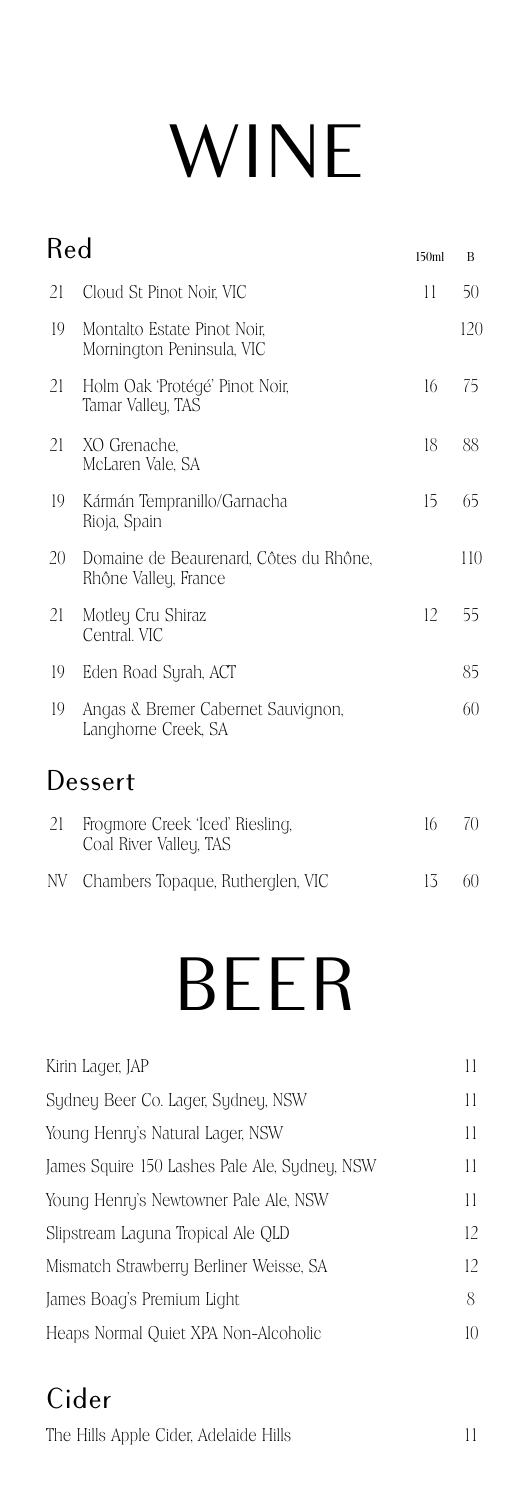# WINE

## Red

| | | 150ml | B |
|---|---|---|---|
| 21 | Cloud St Pinot Noir, VIC | 11 | 50 |
| 19 | Montalto Estate Pinot Noir, Mornington Peninsula, VIC | | 120 |
| 21 | Holm Oak 'Protégé' Pinot Noir, Tamar Valley, TAS | 16 | 75 |
| 21 | XO Grenache, McLaren Vale, SA | 18 | 88 |
| 19 | Kármán Tempranillo/Garnacha Rioja, Spain | 15 | 65 |
| 20 | Domaine de Beaurenard, Côtes du Rhône, Rhône Valley, France | | 110 |
| 21 | Motley Cru Shiraz Central. VIC | 12 | 55 |
| 19 | Eden Road Syrah, ACT | | 85 |
| 19 | Angas & Bremer Cabernet Sauvignon, Langhorne Creek, SA | | 60 |

## Dessert

| | | 150ml | B |
|---|---|---|---|
| 21 | Frogmore Creek 'Iced' Riesling, Coal River Valley, TAS | 16 | 70 |
| NV | Chambers Topaque, Rutherglen, VIC | 13 | 60 |

# BEER

| | |
|---|---|
| Kirin Lager, JAP | 11 |
| Sydney Beer Co. Lager, Sydney, NSW | 11 |
| Young Henry's Natural Lager, NSW | 11 |
| James Squire 150 Lashes Pale Ale, Sydney, NSW | 11 |
| Young Henry's Newtowner Pale Ale, NSW | 11 |
| Slipstream Laguna Tropical Ale QLD | 12 |
| Mismatch Strawberry Berliner Weisse, SA | 12 |
| James Boag's Premium Light | 8 |
| Heaps Normal Quiet XPA Non-Alcoholic | 10 |

## Cider

| | |
|---|---|
| The Hills Apple Cider, Adelaide Hills | 11 |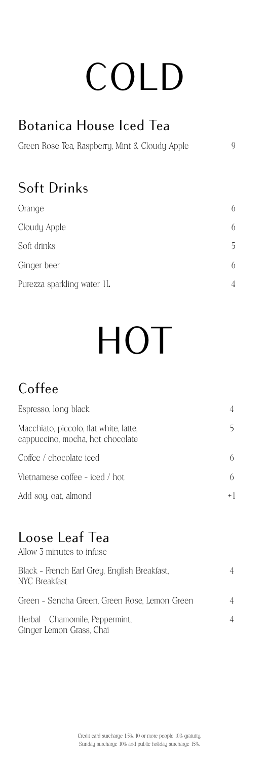# COLD

## Botanica House Iced Tea

| | |
|---|---|
| Green Rose Tea, Raspberry, Mint & Cloudy Apple | 9 |

## Soft Drinks

| | |
|---|---|
| Orange | 6 |
| Cloudy Apple | 6 |
| Soft drinks | 5 |
| Ginger beer | 6 |
| Purezza sparkling water 1L | 4 |

# HOT

## Coffee

| | |
|---|---|
| Espresso, long black | 4 |
| Macchiato, piccolo, flat white, latte, cappuccino, mocha, hot chocolate | 5 |
| Coffee / chocolate iced | 6 |
| Vietnamese coffee - iced / hot | 6 |
| Add soy, oat, almond | +1 |

## Loose Leaf Tea

Allow 3 minutes to infuse

| | |
|---|---|
| Black - French Earl Grey, English Breakfast, NYC Breakfast | 4 |
| Green - Sencha Green, Green Rose, Lemon Green | 4 |
| Herbal - Chamomile, Peppermint, Ginger Lemon Grass, Chai | 4 |

Credit card surcharge 1.5%. 10 or more people 10% gratuity.
Sunday surcharge 10% and public holiday surcharge 15%.